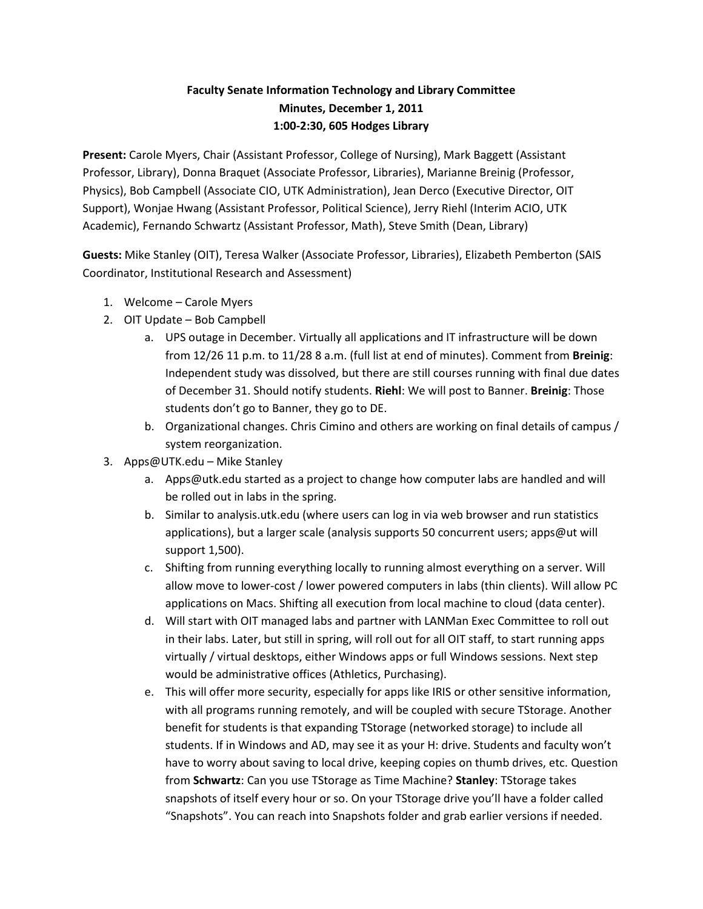**Faculty Senate Information Technology and Library Committee**
**Minutes, December 1, 2011**
**1:00-2:30, 605 Hodges Library**

**Present:** Carole Myers, Chair (Assistant Professor, College of Nursing), Mark Baggett (Assistant Professor, Library), Donna Braquet (Associate Professor, Libraries), Marianne Breinig (Professor, Physics), Bob Campbell (Associate CIO, UTK Administration), Jean Derco (Executive Director, OIT Support), Wonjae Hwang (Assistant Professor, Political Science), Jerry Riehl (Interim ACIO, UTK Academic), Fernando Schwartz (Assistant Professor, Math), Steve Smith (Dean, Library)

**Guests:** Mike Stanley (OIT), Teresa Walker (Associate Professor, Libraries), Elizabeth Pemberton (SAIS Coordinator, Institutional Research and Assessment)

1. Welcome – Carole Myers
2. OIT Update – Bob Campbell
    a. UPS outage in December. Virtually all applications and IT infrastructure will be down from 12/26 11 p.m. to 11/28 8 a.m. (full list at end of minutes). Comment from **Breinig**: Independent study was dissolved, but there are still courses running with final due dates of December 31. Should notify students. **Riehl**: We will post to Banner. **Breinig**: Those students don't go to Banner, they go to DE.
    b. Organizational changes. Chris Cimino and others are working on final details of campus / system reorganization.
3. Apps@UTK.edu – Mike Stanley
    a. Apps@utk.edu started as a project to change how computer labs are handled and will be rolled out in labs in the spring.
    b. Similar to analysis.utk.edu (where users can log in via web browser and run statistics applications), but a larger scale (analysis supports 50 concurrent users; apps@ut will support 1,500).
    c. Shifting from running everything locally to running almost everything on a server. Will allow move to lower-cost / lower powered computers in labs (thin clients). Will allow PC applications on Macs. Shifting all execution from local machine to cloud (data center).
    d. Will start with OIT managed labs and partner with LANMan Exec Committee to roll out in their labs. Later, but still in spring, will roll out for all OIT staff, to start running apps virtually / virtual desktops, either Windows apps or full Windows sessions. Next step would be administrative offices (Athletics, Purchasing).
    e. This will offer more security, especially for apps like IRIS or other sensitive information, with all programs running remotely, and will be coupled with secure TStorage. Another benefit for students is that expanding TStorage (networked storage) to include all students. If in Windows and AD, may see it as your H: drive. Students and faculty won't have to worry about saving to local drive, keeping copies on thumb drives, etc. Question from **Schwartz**: Can you use TStorage as Time Machine? **Stanley**: TStorage takes snapshots of itself every hour or so. On your TStorage drive you'll have a folder called "Snapshots". You can reach into Snapshots folder and grab earlier versions if needed.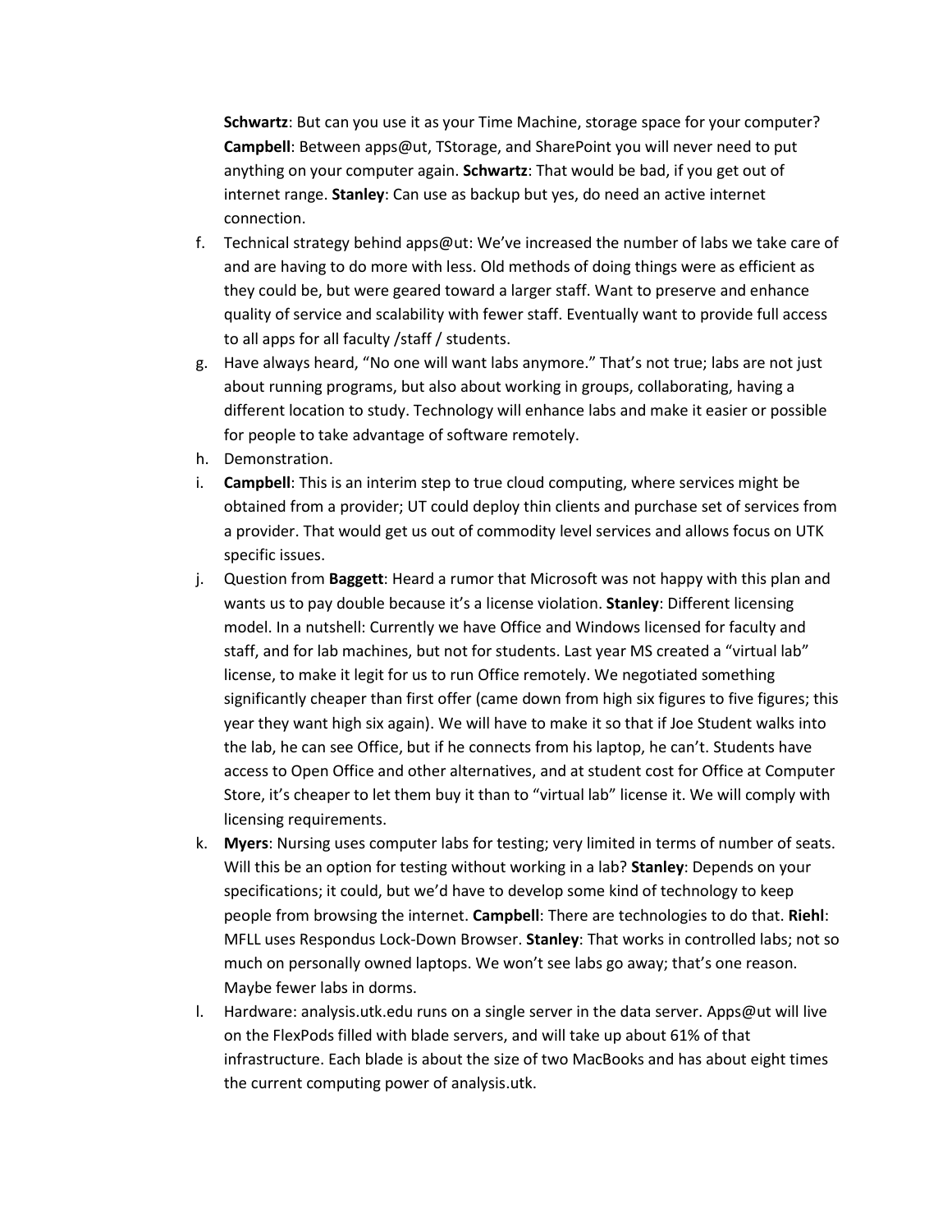**Schwartz**: But can you use it as your Time Machine, storage space for your computer? **Campbell**: Between apps@ut, TStorage, and SharePoint you will never need to put anything on your computer again. **Schwartz**: That would be bad, if you get out of internet range. **Stanley**: Can use as backup but yes, do need an active internet connection.

f. Technical strategy behind apps@ut: We've increased the number of labs we take care of and are having to do more with less. Old methods of doing things were as efficient as they could be, but were geared toward a larger staff. Want to preserve and enhance quality of service and scalability with fewer staff. Eventually want to provide full access to all apps for all faculty /staff / students.
g. Have always heard, "No one will want labs anymore." That's not true; labs are not just about running programs, but also about working in groups, collaborating, having a different location to study. Technology will enhance labs and make it easier or possible for people to take advantage of software remotely.
h. Demonstration.
i. **Campbell**: This is an interim step to true cloud computing, where services might be obtained from a provider; UT could deploy thin clients and purchase set of services from a provider. That would get us out of commodity level services and allows focus on UTK specific issues.
j. Question from **Baggett**: Heard a rumor that Microsoft was not happy with this plan and wants us to pay double because it's a license violation. **Stanley**: Different licensing model. In a nutshell: Currently we have Office and Windows licensed for faculty and staff, and for lab machines, but not for students. Last year MS created a "virtual lab" license, to make it legit for us to run Office remotely. We negotiated something significantly cheaper than first offer (came down from high six figures to five figures; this year they want high six again). We will have to make it so that if Joe Student walks into the lab, he can see Office, but if he connects from his laptop, he can't. Students have access to Open Office and other alternatives, and at student cost for Office at Computer Store, it's cheaper to let them buy it than to "virtual lab" license it. We will comply with licensing requirements.
k. **Myers**: Nursing uses computer labs for testing; very limited in terms of number of seats. Will this be an option for testing without working in a lab? **Stanley**: Depends on your specifications; it could, but we'd have to develop some kind of technology to keep people from browsing the internet. **Campbell**: There are technologies to do that. **Riehl**: MFLL uses Respondus Lock-Down Browser. **Stanley**: That works in controlled labs; not so much on personally owned laptops. We won't see labs go away; that's one reason. Maybe fewer labs in dorms.
l. Hardware: analysis.utk.edu runs on a single server in the data server. Apps@ut will live on the FlexPods filled with blade servers, and will take up about 61% of that infrastructure. Each blade is about the size of two MacBooks and has about eight times the current computing power of analysis.utk.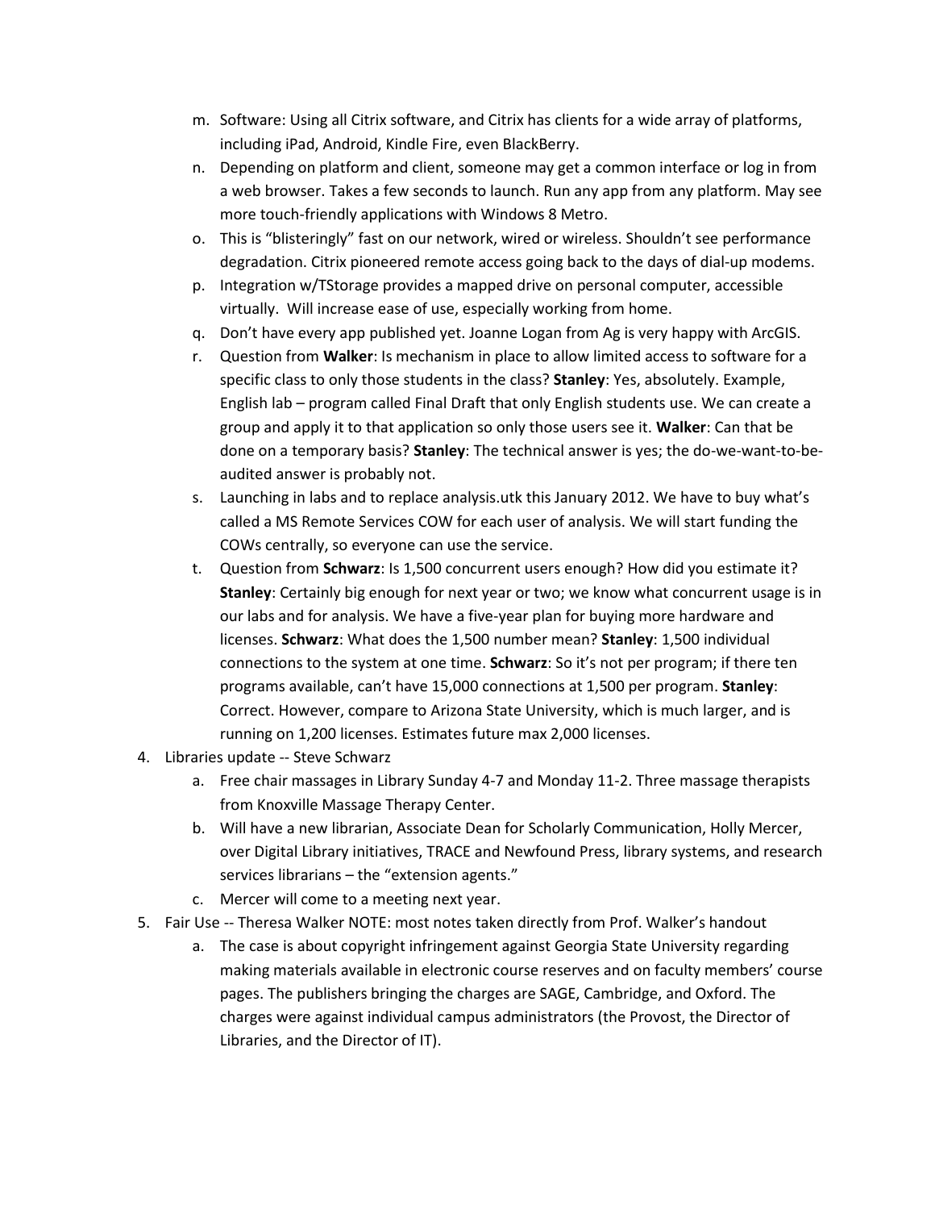m. Software: Using all Citrix software, and Citrix has clients for a wide array of platforms, including iPad, Android, Kindle Fire, even BlackBerry.

n. Depending on platform and client, someone may get a common interface or log in from a web browser. Takes a few seconds to launch. Run any app from any platform. May see more touch-friendly applications with Windows 8 Metro.

o. This is "blisteringly" fast on our network, wired or wireless. Shouldn't see performance degradation. Citrix pioneered remote access going back to the days of dial-up modems.

p. Integration w/TStorage provides a mapped drive on personal computer, accessible virtually. Will increase ease of use, especially working from home.

q. Don't have every app published yet. Joanne Logan from Ag is very happy with ArcGIS.

r. Question from **Walker**: Is mechanism in place to allow limited access to software for a specific class to only those students in the class? **Stanley**: Yes, absolutely. Example, English lab – program called Final Draft that only English students use. We can create a group and apply it to that application so only those users see it. **Walker**: Can that be done on a temporary basis? **Stanley**: The technical answer is yes; the do-we-want-to-be-audited answer is probably not.

s. Launching in labs and to replace analysis.utk this January 2012. We have to buy what's called a MS Remote Services COW for each user of analysis. We will start funding the COWs centrally, so everyone can use the service.

t. Question from **Schwarz**: Is 1,500 concurrent users enough? How did you estimate it? **Stanley**: Certainly big enough for next year or two; we know what concurrent usage is in our labs and for analysis. We have a five-year plan for buying more hardware and licenses. **Schwarz**: What does the 1,500 number mean? **Stanley**: 1,500 individual connections to the system at one time. **Schwarz**: So it's not per program; if there ten programs available, can't have 15,000 connections at 1,500 per program. **Stanley**: Correct. However, compare to Arizona State University, which is much larger, and is running on 1,200 licenses. Estimates future max 2,000 licenses.

4. Libraries update -- Steve Schwarz
   a. Free chair massages in Library Sunday 4-7 and Monday 11-2. Three massage therapists from Knoxville Massage Therapy Center.
   b. Will have a new librarian, Associate Dean for Scholarly Communication, Holly Mercer, over Digital Library initiatives, TRACE and Newfound Press, library systems, and research services librarians – the "extension agents."
   c. Mercer will come to a meeting next year.

5. Fair Use -- Theresa Walker NOTE: most notes taken directly from Prof. Walker's handout
   a. The case is about copyright infringement against Georgia State University regarding making materials available in electronic course reserves and on faculty members' course pages. The publishers bringing the charges are SAGE, Cambridge, and Oxford. The charges were against individual campus administrators (the Provost, the Director of Libraries, and the Director of IT).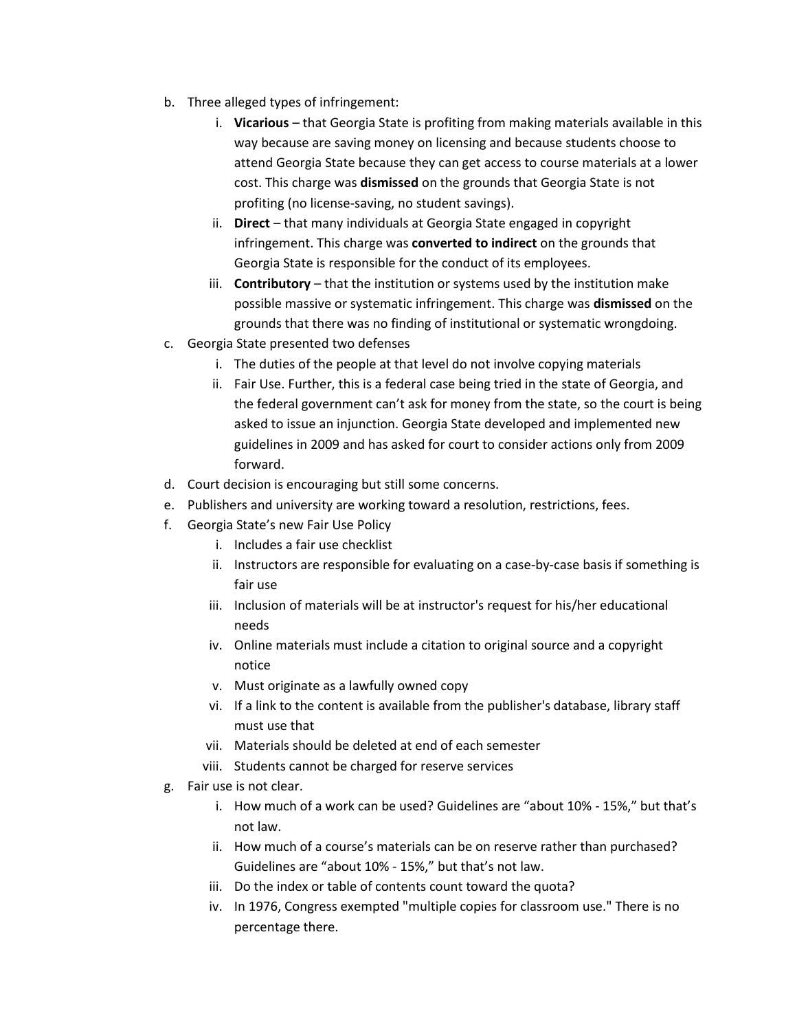b. Three alleged types of infringement:
    i. **Vicarious** – that Georgia State is profiting from making materials available in this way because are saving money on licensing and because students choose to attend Georgia State because they can get access to course materials at a lower cost. This charge was **dismissed** on the grounds that Georgia State is not profiting (no license-saving, no student savings).
    ii. **Direct** – that many individuals at Georgia State engaged in copyright infringement. This charge was **converted to indirect** on the grounds that Georgia State is responsible for the conduct of its employees.
    iii. **Contributory** – that the institution or systems used by the institution make possible massive or systematic infringement. This charge was **dismissed** on the grounds that there was no finding of institutional or systematic wrongdoing.

c. Georgia State presented two defenses
    i. The duties of the people at that level do not involve copying materials
    ii. Fair Use. Further, this is a federal case being tried in the state of Georgia, and the federal government can't ask for money from the state, so the court is being asked to issue an injunction. Georgia State developed and implemented new guidelines in 2009 and has asked for court to consider actions only from 2009 forward.

d. Court decision is encouraging but still some concerns.

e. Publishers and university are working toward a resolution, restrictions, fees.

f. Georgia State's new Fair Use Policy
    i. Includes a fair use checklist
    ii. Instructors are responsible for evaluating on a case-by-case basis if something is fair use
    iii. Inclusion of materials will be at instructor's request for his/her educational needs
    iv. Online materials must include a citation to original source and a copyright notice
    v. Must originate as a lawfully owned copy
    vi. If a link to the content is available from the publisher's database, library staff must use that
    vii. Materials should be deleted at end of each semester
    viii. Students cannot be charged for reserve services

g. Fair use is not clear.
    i. How much of a work can be used? Guidelines are "about 10% - 15%," but that's not law.
    ii. How much of a course's materials can be on reserve rather than purchased? Guidelines are "about 10% - 15%," but that's not law.
    iii. Do the index or table of contents count toward the quota?
    iv. In 1976, Congress exempted "multiple copies for classroom use." There is no percentage there.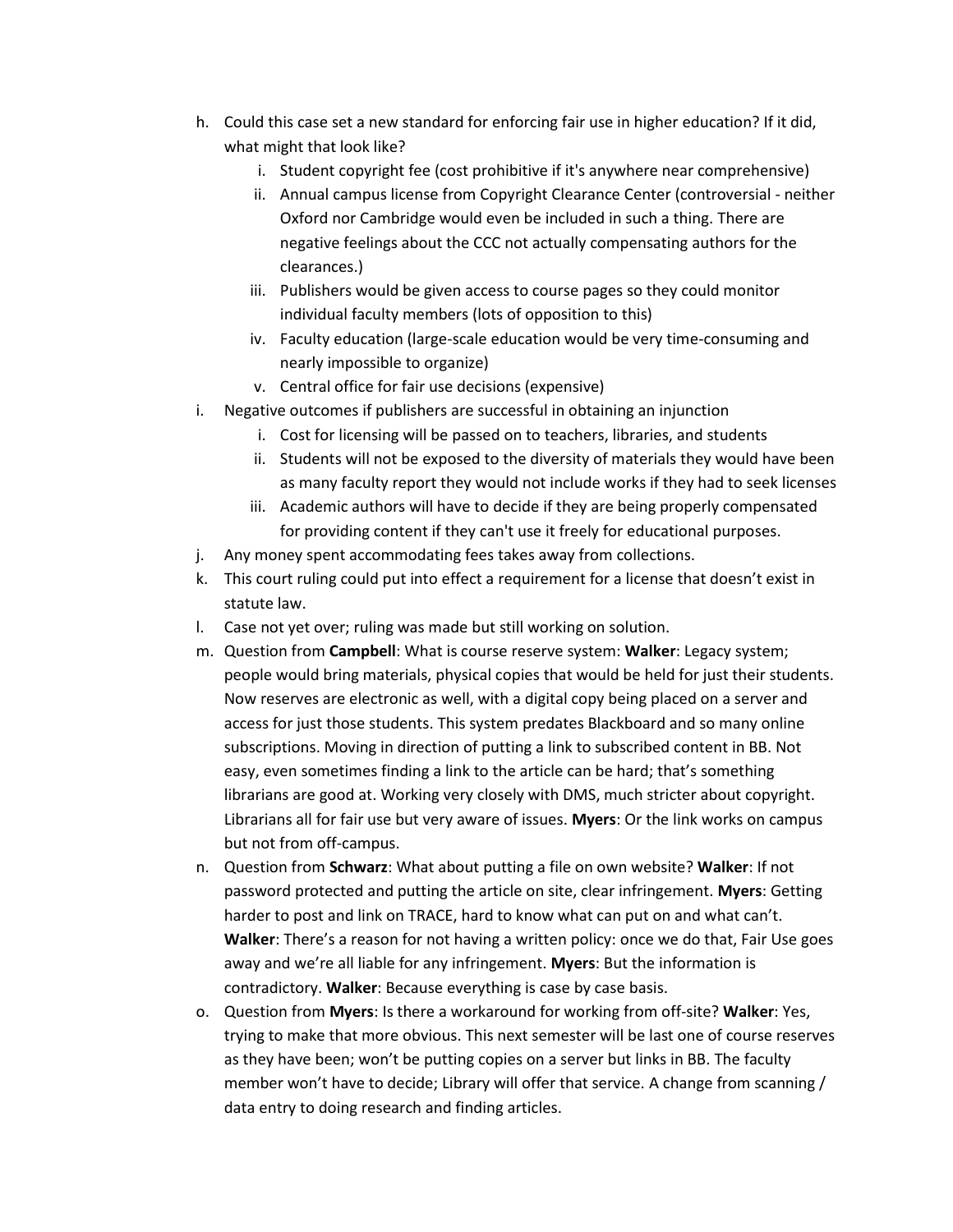h. Could this case set a new standard for enforcing fair use in higher education? If it did, what might that look like?
    i. Student copyright fee (cost prohibitive if it's anywhere near comprehensive)
    ii. Annual campus license from Copyright Clearance Center (controversial - neither Oxford nor Cambridge would even be included in such a thing. There are negative feelings about the CCC not actually compensating authors for the clearances.)
    iii. Publishers would be given access to course pages so they could monitor individual faculty members (lots of opposition to this)
    iv. Faculty education (large-scale education would be very time-consuming and nearly impossible to organize)
    v. Central office for fair use decisions (expensive)

i. Negative outcomes if publishers are successful in obtaining an injunction
    i. Cost for licensing will be passed on to teachers, libraries, and students
    ii. Students will not be exposed to the diversity of materials they would have been as many faculty report they would not include works if they had to seek licenses
    iii. Academic authors will have to decide if they are being properly compensated for providing content if they can't use it freely for educational purposes.

j. Any money spent accommodating fees takes away from collections.

k. This court ruling could put into effect a requirement for a license that doesn't exist in statute law.

l. Case not yet over; ruling was made but still working on solution.

m. Question from **Campbell**: What is course reserve system: **Walker**: Legacy system; people would bring materials, physical copies that would be held for just their students. Now reserves are electronic as well, with a digital copy being placed on a server and access for just those students. This system predates Blackboard and so many online subscriptions. Moving in direction of putting a link to subscribed content in BB. Not easy, even sometimes finding a link to the article can be hard; that's something librarians are good at. Working very closely with DMS, much stricter about copyright. Librarians all for fair use but very aware of issues. **Myers**: Or the link works on campus but not from off-campus.

n. Question from **Schwarz**: What about putting a file on own website? **Walker**: If not password protected and putting the article on site, clear infringement. **Myers**: Getting harder to post and link on TRACE, hard to know what can put on and what can't. **Walker**: There's a reason for not having a written policy: once we do that, Fair Use goes away and we're all liable for any infringement. **Myers**: But the information is contradictory. **Walker**: Because everything is case by case basis.

o. Question from **Myers**: Is there a workaround for working from off-site? **Walker**: Yes, trying to make that more obvious. This next semester will be last one of course reserves as they have been; won't be putting copies on a server but links in BB. The faculty member won't have to decide; Library will offer that service. A change from scanning / data entry to doing research and finding articles.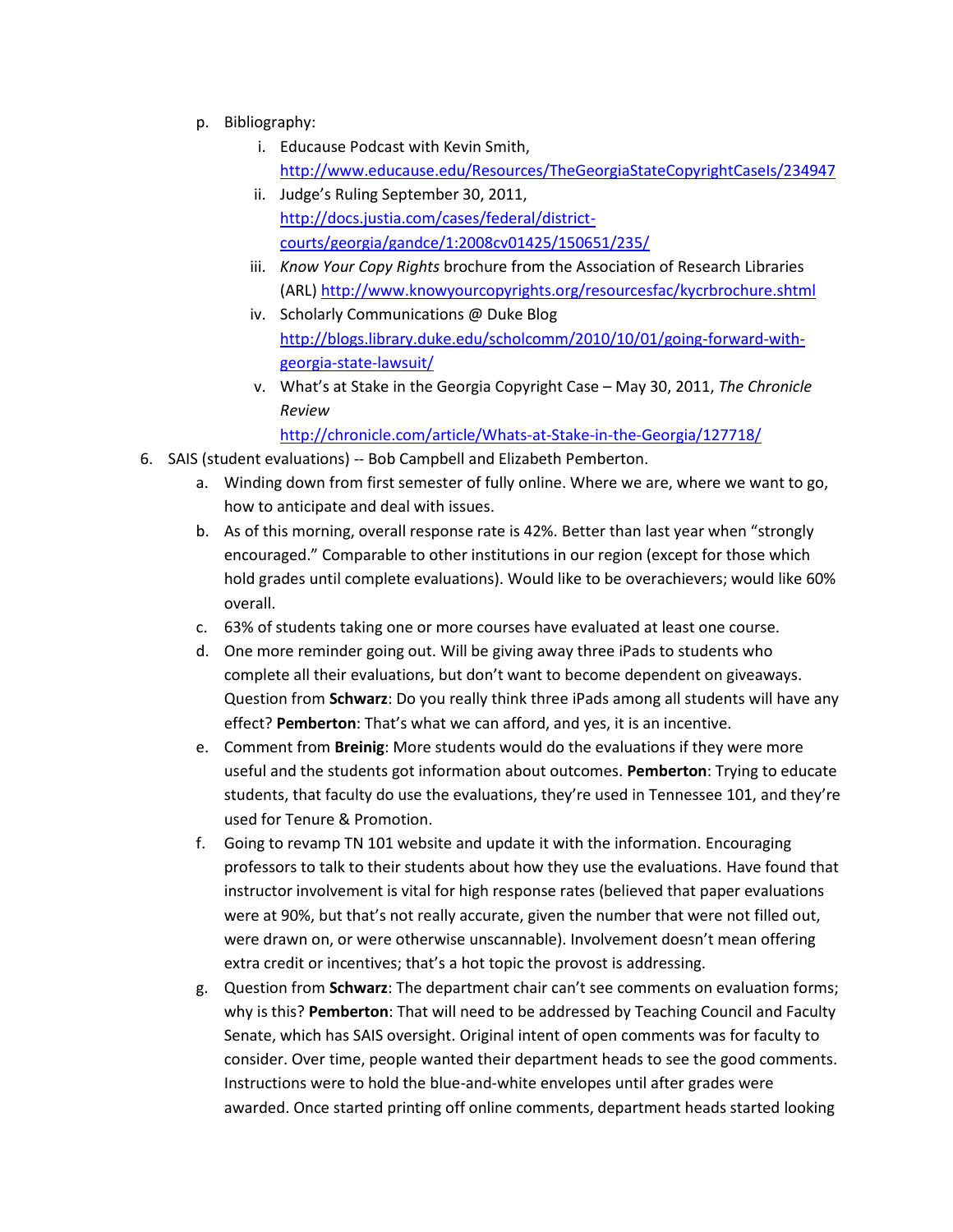p. Bibliography:

   i. Educause Podcast with Kevin Smith, http://www.educause.edu/Resources/TheGeorgiaStateCopyrightCaseIs/234947

   ii. Judge's Ruling September 30, 2011, http://docs.justia.com/cases/federal/district-courts/georgia/gandce/1:2008cv01425/150651/235/

   iii. *Know Your Copy Rights* brochure from the Association of Research Libraries (ARL) http://www.knowyourcopyrights.org/resourcesfac/kycrbrochure.shtml

   iv. Scholarly Communications @ Duke Blog http://blogs.library.duke.edu/scholcomm/2010/10/01/going-forward-with-georgia-state-lawsuit/

   v. What's at Stake in the Georgia Copyright Case – May 30, 2011, *The Chronicle Review* http://chronicle.com/article/Whats-at-Stake-in-the-Georgia/127718/

6. SAIS (student evaluations) -- Bob Campbell and Elizabeth Pemberton.

   a. Winding down from first semester of fully online. Where we are, where we want to go, how to anticipate and deal with issues.

   b. As of this morning, overall response rate is 42%. Better than last year when "strongly encouraged." Comparable to other institutions in our region (except for those which hold grades until complete evaluations). Would like to be overachievers; would like 60% overall.

   c. 63% of students taking one or more courses have evaluated at least one course.

   d. One more reminder going out. Will be giving away three iPads to students who complete all their evaluations, but don't want to become dependent on giveaways. Question from **Schwarz**: Do you really think three iPads among all students will have any effect? **Pemberton**: That's what we can afford, and yes, it is an incentive.

   e. Comment from **Breinig**: More students would do the evaluations if they were more useful and the students got information about outcomes. **Pemberton**: Trying to educate students, that faculty do use the evaluations, they're used in Tennessee 101, and they're used for Tenure & Promotion.

   f. Going to revamp TN 101 website and update it with the information. Encouraging professors to talk to their students about how they use the evaluations. Have found that instructor involvement is vital for high response rates (believed that paper evaluations were at 90%, but that's not really accurate, given the number that were not filled out, were drawn on, or were otherwise unscannable). Involvement doesn't mean offering extra credit or incentives; that's a hot topic the provost is addressing.

   g. Question from **Schwarz**: The department chair can't see comments on evaluation forms; why is this? **Pemberton**: That will need to be addressed by Teaching Council and Faculty Senate, which has SAIS oversight. Original intent of open comments was for faculty to consider. Over time, people wanted their department heads to see the good comments. Instructions were to hold the blue-and-white envelopes until after grades were awarded. Once started printing off online comments, department heads started looking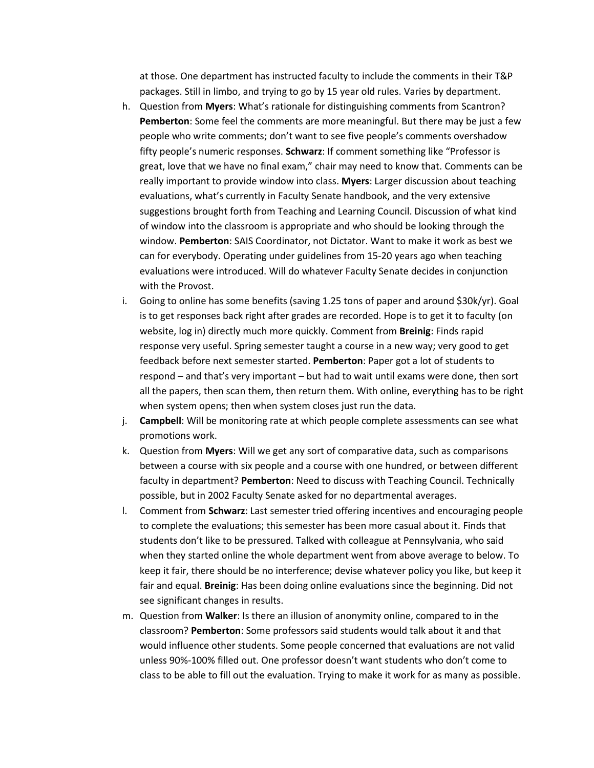at those. One department has instructed faculty to include the comments in their T&P packages. Still in limbo, and trying to go by 15 year old rules. Varies by department.

h. Question from **Myers**: What's rationale for distinguishing comments from Scantron? **Pemberton**: Some feel the comments are more meaningful. But there may be just a few people who write comments; don't want to see five people's comments overshadow fifty people's numeric responses. **Schwarz**: If comment something like "Professor is great, love that we have no final exam," chair may need to know that. Comments can be really important to provide window into class. **Myers**: Larger discussion about teaching evaluations, what's currently in Faculty Senate handbook, and the very extensive suggestions brought forth from Teaching and Learning Council. Discussion of what kind of window into the classroom is appropriate and who should be looking through the window. **Pemberton**: SAIS Coordinator, not Dictator. Want to make it work as best we can for everybody. Operating under guidelines from 15-20 years ago when teaching evaluations were introduced. Will do whatever Faculty Senate decides in conjunction with the Provost.

i. Going to online has some benefits (saving 1.25 tons of paper and around $30k/yr). Goal is to get responses back right after grades are recorded. Hope is to get it to faculty (on website, log in) directly much more quickly. Comment from **Breinig**: Finds rapid response very useful. Spring semester taught a course in a new way; very good to get feedback before next semester started. **Pemberton**: Paper got a lot of students to respond – and that's very important – but had to wait until exams were done, then sort all the papers, then scan them, then return them. With online, everything has to be right when system opens; then when system closes just run the data.

j. **Campbell**: Will be monitoring rate at which people complete assessments can see what promotions work.

k. Question from **Myers**: Will we get any sort of comparative data, such as comparisons between a course with six people and a course with one hundred, or between different faculty in department? **Pemberton**: Need to discuss with Teaching Council. Technically possible, but in 2002 Faculty Senate asked for no departmental averages.

l. Comment from **Schwarz**: Last semester tried offering incentives and encouraging people to complete the evaluations; this semester has been more casual about it. Finds that students don't like to be pressured. Talked with colleague at Pennsylvania, who said when they started online the whole department went from above average to below. To keep it fair, there should be no interference; devise whatever policy you like, but keep it fair and equal. **Breinig**: Has been doing online evaluations since the beginning. Did not see significant changes in results.

m. Question from **Walker**: Is there an illusion of anonymity online, compared to in the classroom? **Pemberton**: Some professors said students would talk about it and that would influence other students. Some people concerned that evaluations are not valid unless 90%-100% filled out. One professor doesn't want students who don't come to class to be able to fill out the evaluation. Trying to make it work for as many as possible.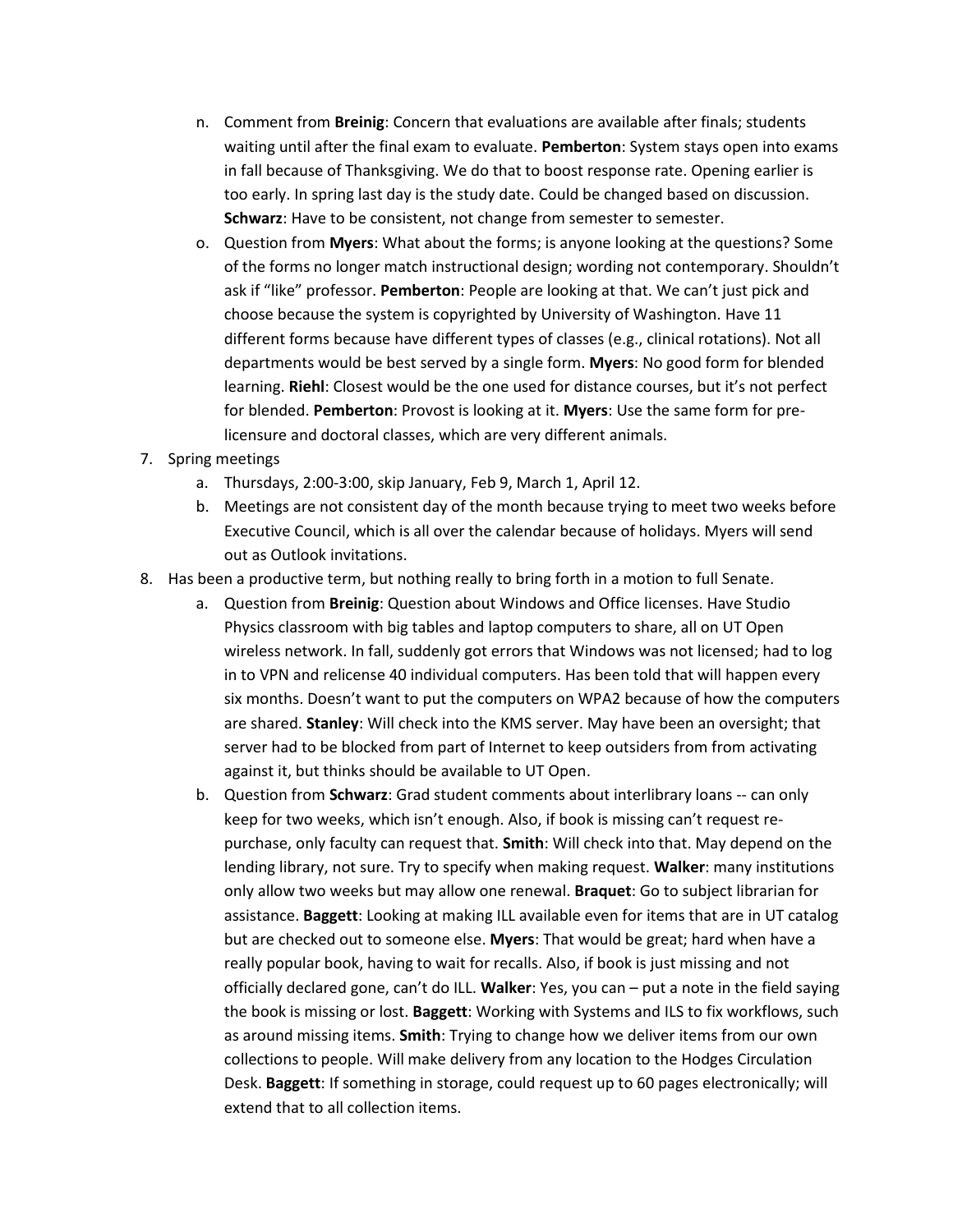n. Comment from **Breinig**: Concern that evaluations are available after finals; students waiting until after the final exam to evaluate. **Pemberton**: System stays open into exams in fall because of Thanksgiving. We do that to boost response rate. Opening earlier is too early. In spring last day is the study date. Could be changed based on discussion. **Schwarz**: Have to be consistent, not change from semester to semester.

o. Question from **Myers**: What about the forms; is anyone looking at the questions? Some of the forms no longer match instructional design; wording not contemporary. Shouldn't ask if "like" professor. **Pemberton**: People are looking at that. We can't just pick and choose because the system is copyrighted by University of Washington. Have 11 different forms because have different types of classes (e.g., clinical rotations). Not all departments would be best served by a single form. **Myers**: No good form for blended learning. **Riehl**: Closest would be the one used for distance courses, but it's not perfect for blended. **Pemberton**: Provost is looking at it. **Myers**: Use the same form for pre-licensure and doctoral classes, which are very different animals.

7. Spring meetings
   a. Thursdays, 2:00-3:00, skip January, Feb 9, March 1, April 12.
   b. Meetings are not consistent day of the month because trying to meet two weeks before Executive Council, which is all over the calendar because of holidays. Myers will send out as Outlook invitations.

8. Has been a productive term, but nothing really to bring forth in a motion to full Senate.
   a. Question from **Breinig**: Question about Windows and Office licenses. Have Studio Physics classroom with big tables and laptop computers to share, all on UT Open wireless network. In fall, suddenly got errors that Windows was not licensed; had to log in to VPN and relicense 40 individual computers. Has been told that will happen every six months. Doesn't want to put the computers on WPA2 because of how the computers are shared. **Stanley**: Will check into the KMS server. May have been an oversight; that server had to be blocked from part of Internet to keep outsiders from from activating against it, but thinks should be available to UT Open.
   b. Question from **Schwarz**: Grad student comments about interlibrary loans -- can only keep for two weeks, which isn't enough. Also, if book is missing can't request re-purchase, only faculty can request that. **Smith**: Will check into that. May depend on the lending library, not sure. Try to specify when making request. **Walker**: many institutions only allow two weeks but may allow one renewal. **Braquet**: Go to subject librarian for assistance. **Baggett**: Looking at making ILL available even for items that are in UT catalog but are checked out to someone else. **Myers**: That would be great; hard when have a really popular book, having to wait for recalls. Also, if book is just missing and not officially declared gone, can't do ILL. **Walker**: Yes, you can – put a note in the field saying the book is missing or lost. **Baggett**: Working with Systems and ILS to fix workflows, such as around missing items. **Smith**: Trying to change how we deliver items from our own collections to people. Will make delivery from any location to the Hodges Circulation Desk. **Baggett**: If something in storage, could request up to 60 pages electronically; will extend that to all collection items.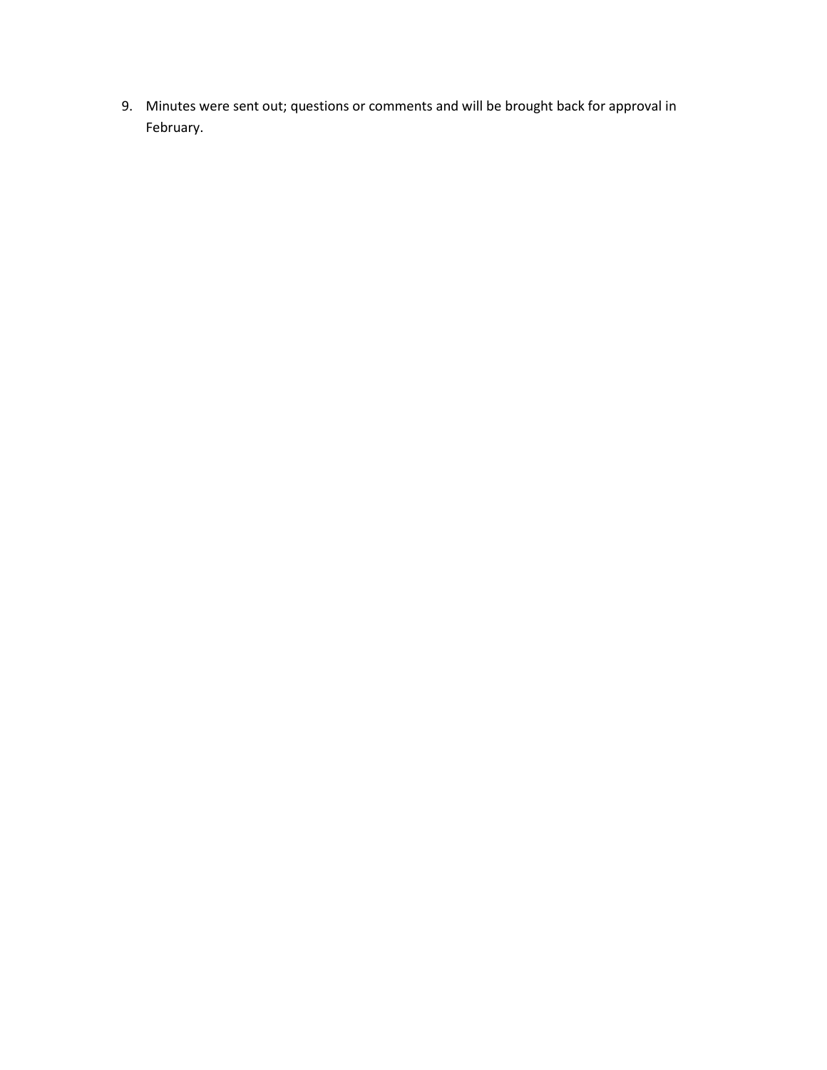9. Minutes were sent out; questions or comments and will be brought back for approval in February.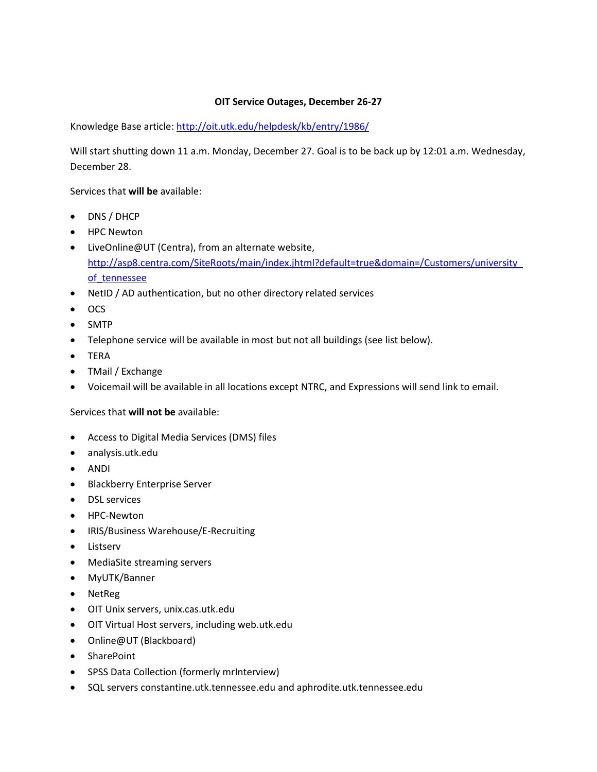**OIT Service Outages, December 26-27**

Knowledge Base article: http://oit.utk.edu/helpdesk/kb/entry/1986/

Will start shutting down 11 a.m. Monday, December 27. Goal is to be back up by 12:01 a.m. Wednesday, December 28.

Services that **will be** available:

- DNS / DHCP
- HPC Newton
- LiveOnline@UT (Centra), from an alternate website, http://asp8.centra.com/SiteRoots/main/index.jhtml?default=true&domain=/Customers/university_of_tennessee
- NetID / AD authentication, but no other directory related services
- OCS
- SMTP
- Telephone service will be available in most but not all buildings (see list below).
- TERA
- TMail / Exchange
- Voicemail will be available in all locations except NTRC, and Expressions will send link to email.

Services that **will not be** available:

- Access to Digital Media Services (DMS) files
- analysis.utk.edu
- ANDI
- Blackberry Enterprise Server
- DSL services
- HPC-Newton
- IRIS/Business Warehouse/E-Recruiting
- Listserv
- MediaSite streaming servers
- MyUTK/Banner
- NetReg
- OIT Unix servers, unix.cas.utk.edu
- OIT Virtual Host servers, including web.utk.edu
- Online@UT (Blackboard)
- SharePoint
- SPSS Data Collection (formerly mrInterview)
- SQL servers constantine.utk.tennessee.edu and aphrodite.utk.tennessee.edu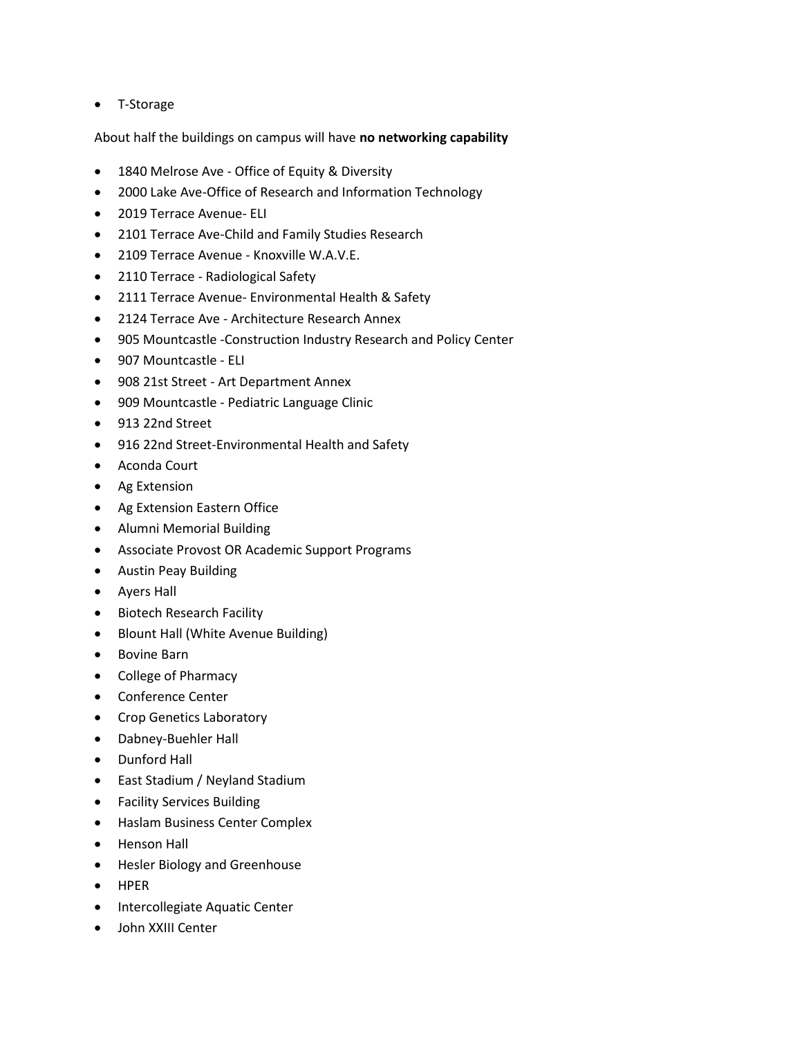- T-Storage

About half the buildings on campus will have **no networking capability**

- 1840 Melrose Ave - Office of Equity & Diversity
- 2000 Lake Ave-Office of Research and Information Technology
- 2019 Terrace Avenue- ELI
- 2101 Terrace Ave-Child and Family Studies Research
- 2109 Terrace Avenue - Knoxville W.A.V.E.
- 2110 Terrace - Radiological Safety
- 2111 Terrace Avenue- Environmental Health & Safety
- 2124 Terrace Ave - Architecture Research Annex
- 905 Mountcastle -Construction Industry Research and Policy Center
- 907 Mountcastle - ELI
- 908 21st Street - Art Department Annex
- 909 Mountcastle - Pediatric Language Clinic
- 913 22nd Street
- 916 22nd Street-Environmental Health and Safety
- Aconda Court
- Ag Extension
- Ag Extension Eastern Office
- Alumni Memorial Building
- Associate Provost OR Academic Support Programs
- Austin Peay Building
- Ayers Hall
- Biotech Research Facility
- Blount Hall (White Avenue Building)
- Bovine Barn
- College of Pharmacy
- Conference Center
- Crop Genetics Laboratory
- Dabney-Buehler Hall
- Dunford Hall
- East Stadium / Neyland Stadium
- Facility Services Building
- Haslam Business Center Complex
- Henson Hall
- Hesler Biology and Greenhouse
- HPER
- Intercollegiate Aquatic Center
- John XXIII Center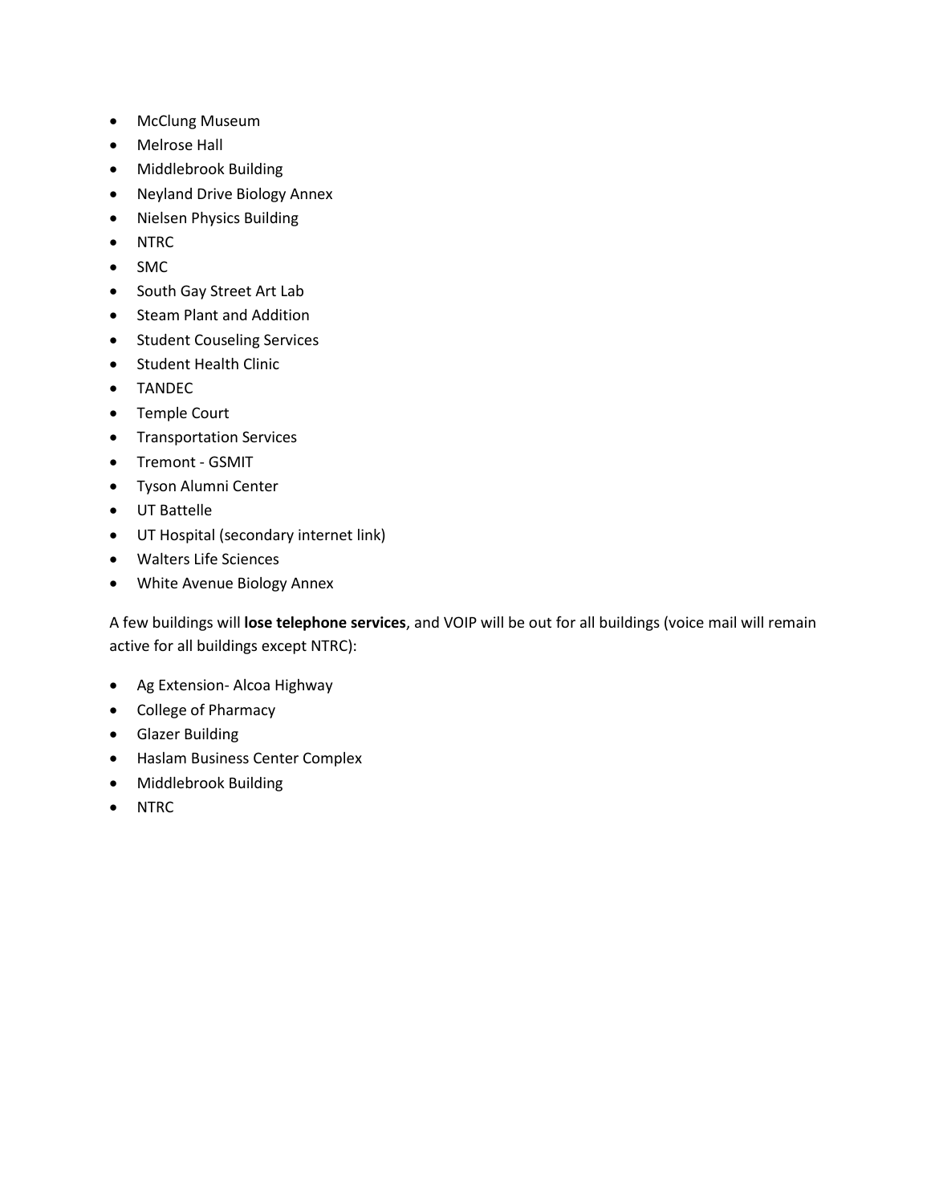- McClung Museum
- Melrose Hall
- Middlebrook Building
- Neyland Drive Biology Annex
- Nielsen Physics Building
- NTRC
- SMC
- South Gay Street Art Lab
- Steam Plant and Addition
- Student Couseling Services
- Student Health Clinic
- TANDEC
- Temple Court
- Transportation Services
- Tremont - GSMIT
- Tyson Alumni Center
- UT Battelle
- UT Hospital (secondary internet link)
- Walters Life Sciences
- White Avenue Biology Annex

A few buildings will **lose telephone services**, and VOIP will be out for all buildings (voice mail will remain active for all buildings except NTRC):

- Ag Extension- Alcoa Highway
- College of Pharmacy
- Glazer Building
- Haslam Business Center Complex
- Middlebrook Building
- NTRC